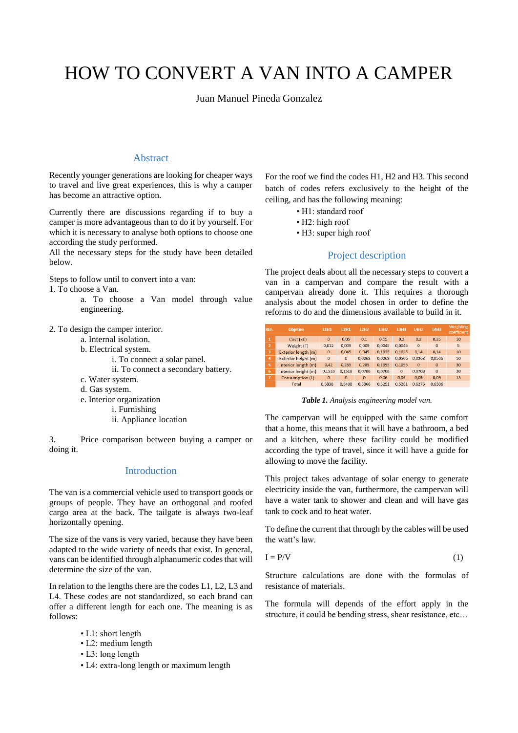# HOW TO CONVERT A VAN INTO A CAMPER

Juan Manuel Pineda Gonzalez

## Abstract

Recently younger generations are looking for cheaper ways to travel and live great experiences, this is why a camper has become an attractive option.

Currently there are discussions regarding if to buy a camper is more advantageous than to do it by yourself. For which it is necessary to analyse both options to choose one according the study performed.
All the necessary steps for the study have been detailed below.

Steps to follow until to convert into a van:
1. To choose a Van.
   a. To choose a Van model through value engineering.

2. To design the camper interior.
   a. Internal isolation.
   b. Electrical system.
      i. To connect a solar panel.
      ii. To connect a secondary battery.
   c. Water system.
   d. Gas system.
   e. Interior organization
      i. Furnishing
      ii. Appliance location

3. Price comparison between buying a camper or doing it.

## Introduction

The van is a commercial vehicle used to transport goods or groups of people. They have an orthogonal and roofed cargo area at the back. The tailgate is always two-leaf horizontally opening.

The size of the vans is very varied, because they have been adapted to the wide variety of needs that exist. In general, vans can be identified through alphanumeric codes that will determine the size of the van.

In relation to the lengths there are the codes L1, L2, L3 and L4. These codes are not standardized, so each brand can offer a different length for each one. The meaning is as follows:

- L1: short length
- L2: medium length
- L3: long length
- L4: extra-long length or maximum length

For the roof we find the codes H1, H2 and H3. This second batch of codes refers exclusively to the height of the ceiling, and has the following meaning:

- H1: standard roof
- H2: high roof
- H3: super high roof

## Project description

The project deals about all the necessary steps to convert a van in a campervan and compare the result with a campervan already done it. This requires a thorough analysis about the model chosen in order to define the reforms to do and the dimensions available to build in it.

| REF. | Objetive | L1H1 | L2H1 | L2H2 | L3H2 | L3H3 | L4H2 | L4H3 | Weighting coefficient |
|---|---|---|---|---|---|---|---|---|---|
| 1 | Cost (k€) | 0 | 0,05 | 0,1 | 0,15 | 0,2 | 0,3 | 0,35 | 10 |
| 2 | Weight (T) | 0,012 | 0,009 | 0,009 | 0,0045 | 0,0045 | 0 | 0 | 5 |
| 3 | Exterior length (m) | 0 | 0,045 | 0,045 | 0,1035 | 0,1035 | 0,14 | 0,14 | 10 |
| 4 | Exterior height (m) | 0 | 0 | 0,0268 | 0,0268 | 0,0506 | 0,0268 | 0,0506 | 10 |
| 5 | Interior length (m) | 0,42 | 0,285 | 0,285 | 0,1095 | 0,1095 | 0 | 0 | 30 |
| 6 | Interior height (m) | 0,1518 | 0,1518 | 0,0708 | 0,0708 | 0 | 0,0708 | 0 | 30 |
| 7 | Consumption (L) | 0 | 0 | 0 | 0,06 | 0,06 | 0,09 | 0,09 | 15 |
| | Total | 0,5838 | 0,5408 | 0,5366 | 0,5251 | 0,5281 | 0,6276 | 0,6306 | |

***Table 1.*** *Analysis engineering model van.*

The campervan will be equipped with the same comfort that a home, this means that it will have a bathroom, a bed and a kitchen, where these facility could be modified according the type of travel, since it will have a guide for allowing to move the facility.

This project takes advantage of solar energy to generate electricity inside the van, furthermore, the campervan will have a water tank to shower and clean and will have gas tank to cock and to heat water.

To define the current that through by the cables will be used the watt's law.

$$I = P/V \qquad (1)$$

Structure calculations are done with the formulas of resistance of materials.

The formula will depends of the effort apply in the structure, it could be bending stress, shear resistance, etc…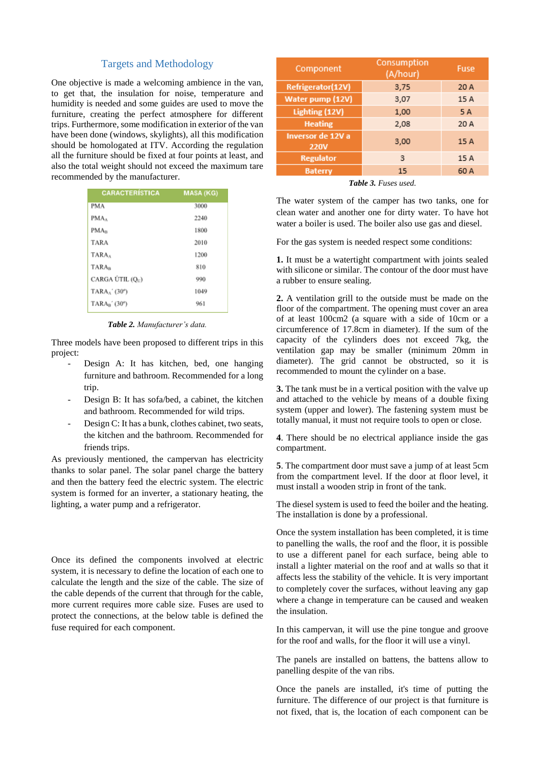## Targets and Methodology

One objective is made a welcoming ambience in the van, to get that, the insulation for noise, temperature and humidity is needed and some guides are used to move the furniture, creating the perfect atmosphere for different trips. Furthermore, some modification in exterior of the van have been done (windows, skylights), all this modification should be homologated at ITV. According the regulation all the furniture should be fixed at four points at least, and also the total weight should not exceed the maximum tare recommended by the manufacturer.

| CARACTERÍSTICA | MASA (KG) |
|---|---|
| PMA | 3000 |
| $PMA_A$ | 2240 |
| $PMA_B$ | 1800 |
| TARA | 2010 |
| $TARA_A$ | 1200 |
| $TARA_B$ | 810 |
| CARGA ÚTIL ($Q_U$) | 990 |
| $TARA_A$´ (30°) | 1049 |
| $TARA_B$´ (30°) | 961 |

***Table 2.*** *Manufacturer's data.*

Three models have been proposed to different trips in this project:

- Design A: It has kitchen, bed, one hanging furniture and bathroom. Recommended for a long trip.
- Design B: It has sofa/bed, a cabinet, the kitchen and bathroom. Recommended for wild trips.
- Design C: It has a bunk, clothes cabinet, two seats, the kitchen and the bathroom. Recommended for friends trips.

As previously mentioned, the campervan has electricity thanks to solar panel. The solar panel charge the battery and then the battery feed the electric system. The electric system is formed for an inverter, a stationary heating, the lighting, a water pump and a refrigerator.

Once its defined the components involved at electric system, it is necessary to define the location of each one to calculate the length and the size of the cable. The size of the cable depends of the current that through for the cable, more current requires more cable size. Fuses are used to protect the connections, at the below table is defined the fuse required for each component.

| Component | Consumption (A/hour) | Fuse |
|---|---|---|
| Refrigerator(12V) | 3,75 | 20 A |
| Water pump (12V) | 3,07 | 15 A |
| Lighting (12V) | 1,00 | 5 A |
| Heating | 2,08 | 20 A |
| Inversor de 12V a 220V | 3,00 | 15 A |
| Regulator | 3 | 15 A |
| Baterry | 15 | 60 A |

***Table 3.*** *Fuses used.*

The water system of the camper has two tanks, one for clean water and another one for dirty water. To have hot water a boiler is used. The boiler also use gas and diesel.

For the gas system is needed respect some conditions:

**1.** It must be a watertight compartment with joints sealed with silicone or similar. The contour of the door must have a rubber to ensure sealing.

**2.** A ventilation grill to the outside must be made on the floor of the compartment. The opening must cover an area of at least 100cm2 (a square with a side of 10cm or a circumference of 17.8cm in diameter). If the sum of the capacity of the cylinders does not exceed 7kg, the ventilation gap may be smaller (minimum 20mm in diameter). The grid cannot be obstructed, so it is recommended to mount the cylinder on a base.

**3.** The tank must be in a vertical position with the valve up and attached to the vehicle by means of a double fixing system (upper and lower). The fastening system must be totally manual, it must not require tools to open or close.

**4**. There should be no electrical appliance inside the gas compartment.

**5**. The compartment door must save a jump of at least 5cm from the compartment level. If the door at floor level, it must install a wooden strip in front of the tank.

The diesel system is used to feed the boiler and the heating. The installation is done by a professional.

Once the system installation has been completed, it is time to panelling the walls, the roof and the floor, it is possible to use a different panel for each surface, being able to install a lighter material on the roof and at walls so that it affects less the stability of the vehicle. It is very important to completely cover the surfaces, without leaving any gap where a change in temperature can be caused and weaken the insulation.

In this campervan, it will use the pine tongue and groove for the roof and walls, for the floor it will use a vinyl.

The panels are installed on battens, the battens allow to panelling despite of the van ribs.

Once the panels are installed, it's time of putting the furniture. The difference of our project is that furniture is not fixed, that is, the location of each component can be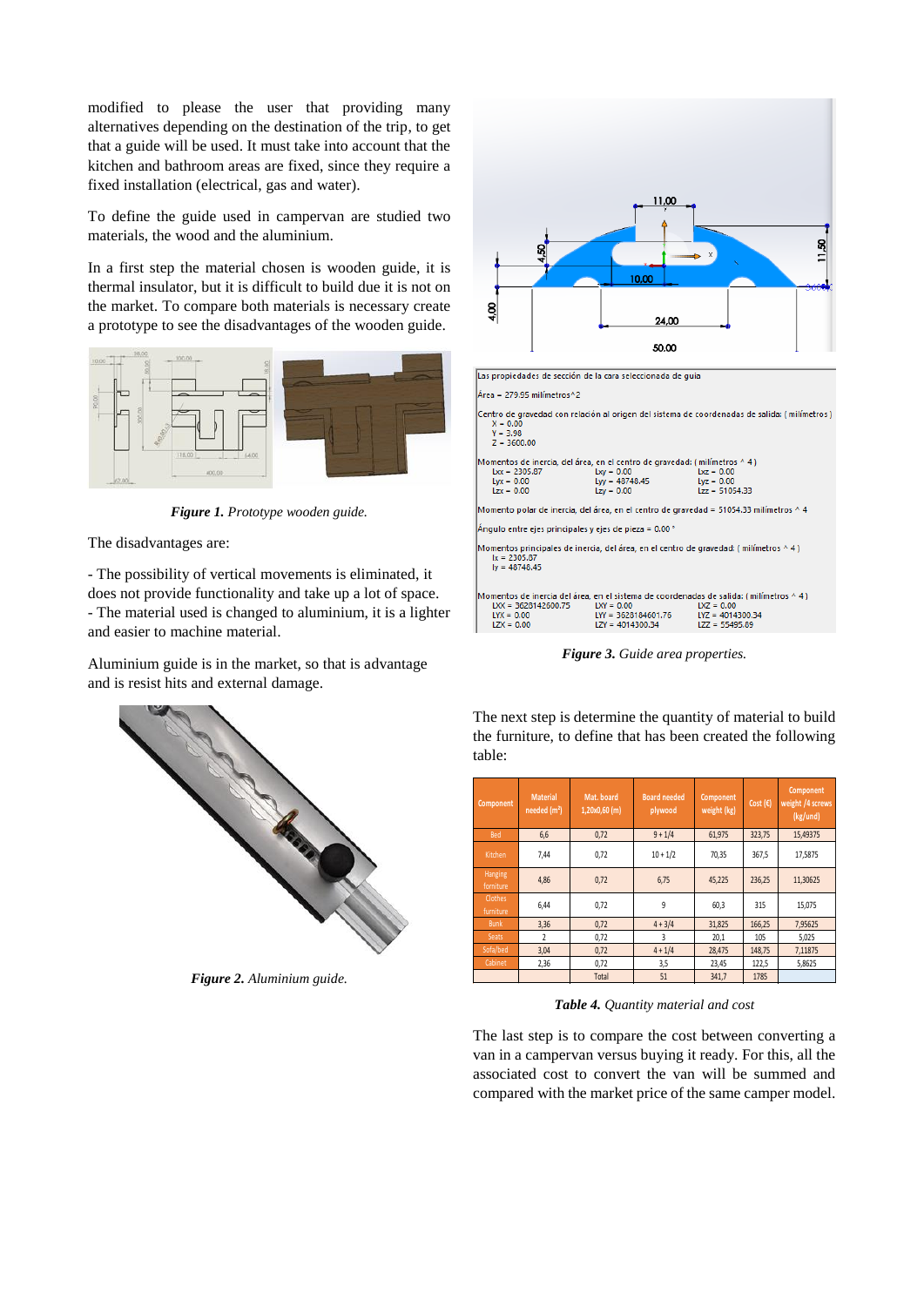modified to please the user that providing many alternatives depending on the destination of the trip, to get that a guide will be used. It must take into account that the kitchen and bathroom areas are fixed, since they require a fixed installation (electrical, gas and water).

To define the guide used in campervan are studied two materials, the wood and the aluminium.

In a first step the material chosen is wooden guide, it is thermal insulator, but it is difficult to build due it is not on the market. To compare both materials is necessary create a prototype to see the disadvantages of the wooden guide.

***Figure 1.*** *Prototype wooden guide.*

The disadvantages are:

- The possibility of vertical movements is eliminated, it does not provide functionality and take up a lot of space.
- The material used is changed to aluminium, it is a lighter and easier to machine material.

Aluminium guide is in the market, so that is advantage and is resist hits and external damage.

***Figure 2.*** *Aluminium guide.*

***Figure 3.*** *Guide area properties.*

The next step is determine the quantity of material to build the furniture, to define that has been created the following table:

| Component | Material needed (m²) | Mat. board 1,20x0,60 (m) | Board needed plywood | Component weight (kg) | Cost (€) | Component weight /4 screws (kg/und) |
|---|---|---|---|---|---|---|
| Bed | 6,6 | 0,72 | 9 + 1/4 | 61,975 | 323,75 | 15,49375 |
| Kitchen | 7,44 | 0,72 | 10 + 1/2 | 70,35 | 367,5 | 17,5875 |
| Hanging furniture | 4,86 | 0,72 | 6,75 | 45,225 | 236,25 | 11,30625 |
| Clothes furniture | 6,44 | 0,72 | 9 | 60,3 | 315 | 15,075 |
| Bunk | 3,36 | 0,72 | 4 + 3/4 | 31,825 | 166,25 | 7,95625 |
| Seats | 2 | 0,72 | 3 | 20,1 | 105 | 5,025 |
| Sofa/bed | 3,04 | 0,72 | 4 + 1/4 | 28,475 | 148,75 | 7,11875 |
| Cabinet | 2,36 | 0,72 | 3,5 | 23,45 | 122,5 | 5,8625 |
| | | Total | 51 | 341,7 | 1785 | |

***Table 4.*** *Quantity material and cost*

The last step is to compare the cost between converting a van in a campervan versus buying it ready. For this, all the associated cost to convert the van will be summed and compared with the market price of the same camper model.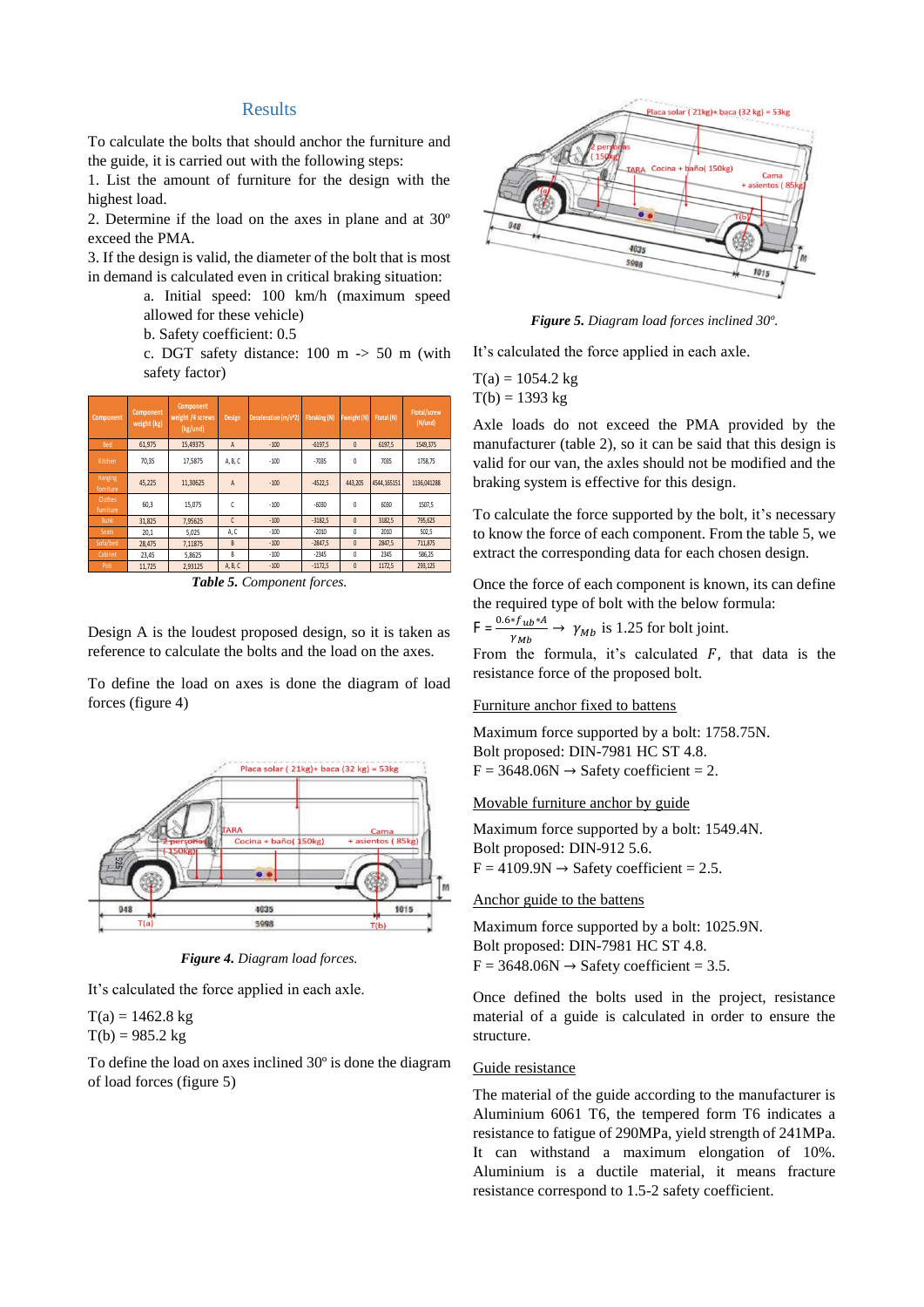## Results

To calculate the bolts that should anchor the furniture and the guide, it is carried out with the following steps:

1. List the amount of furniture for the design with the highest load.
2. Determine if the load on the axes in plane and at 30º exceed the PMA.
3. If the design is valid, the diameter of the bolt that is most in demand is calculated even in critical braking situation:
    a. Initial speed: 100 km/h (maximum speed allowed for these vehicle)
    b. Safety coefficient: 0.5
    c. DGT safety distance: 100 m -> 50 m (with safety factor)

| Component | Component weight (kg) | Component weight /4 screws (kg/und) | Design | Deceleration (m/s^2) | Fbraking (N) | Fweight (N) | Ftotal (N) | Ftotal/screw (N/und) |
|---|---|---|---|---|---|---|---|---|
| Bed | 61,975 | 15,49375 | A | -100 | -6197,5 | 0 | 6197,5 | 1549,375 |
| Kitchen | 70,35 | 17,5875 | A, B, C | -100 | -7035 | 0 | 7035 | 1758,75 |
| Hanging furniture | 45,225 | 11,30625 | A | -100 | -4522,5 | 443,205 | 4544,165151 | 1136,041288 |
| Clothes furniture | 60,3 | 15,075 | C | -100 | -6030 | 0 | 6030 | 1507,5 |
| Bunk | 31,825 | 7,95625 | C | -100 | -3182,5 | 0 | 3182,5 | 795,625 |
| Seats | 20,1 | 5,025 | A, C | -100 | -2010 | 0 | 2010 | 502,5 |
| Sofa/bed | 28,475 | 7,11875 | B | -100 | -2847,5 | 0 | 2847,5 | 711,875 |
| Cabinet | 23,45 | 5,8625 | B | -100 | -2345 | 0 | 2345 | 586,25 |
| Poti | 11,725 | 2,93125 | A, B, C | -100 | -1172,5 | 0 | 1172,5 | 293,125 |

***Table 5.*** *Component forces.*

Design A is the loudest proposed design, so it is taken as reference to calculate the bolts and the load on the axes.

To define the load on axes is done the diagram of load forces (figure 4)

***Figure 4.*** *Diagram load forces.*

It's calculated the force applied in each axle.

T(a) = 1462.8 kg
T(b) = 985.2 kg

To define the load on axes inclined 30º is done the diagram of load forces (figure 5)

***Figure 5.*** *Diagram load forces inclined 30º.*

It's calculated the force applied in each axle.

T(a) = 1054.2 kg
T(b) = 1393 kg

Axle loads do not exceed the PMA provided by the manufacturer (table 2), so it can be said that this design is valid for our van, the axles should not be modified and the braking system is effective for this design.

To calculate the force supported by the bolt, it's necessary to know the force of each component. From the table 5, we extract the corresponding data for each chosen design.

Once the force of each component is known, its can define the required type of bolt with the below formula:

$F = \frac{0.6 * f_{ub} * A}{\gamma_{Mb}} \rightarrow \gamma_{Mb}$ is 1.25 for bolt joint.

From the formula, it's calculated $F$, that data is the resistance force of the proposed bolt.

<u>Furniture anchor fixed to battens</u>

Maximum force supported by a bolt: 1758.75N.
Bolt proposed: DIN-7981 HC ST 4.8.
F = 3648.06N → Safety coefficient = 2.

<u>Movable furniture anchor by guide</u>

Maximum force supported by a bolt: 1549.4N.
Bolt proposed: DIN-912 5.6.
F = 4109.9N → Safety coefficient = 2.5.

<u>Anchor guide to the battens</u>

Maximum force supported by a bolt: 1025.9N.
Bolt proposed: DIN-7981 HC ST 4.8.
F = 3648.06N → Safety coefficient = 3.5.

Once defined the bolts used in the project, resistance material of a guide is calculated in order to ensure the structure.

<u>Guide resistance</u>

The material of the guide according to the manufacturer is Aluminium 6061 T6, the tempered form T6 indicates a resistance to fatigue of 290MPa, yield strength of 241MPa. It can withstand a maximum elongation of 10%. Aluminium is a ductile material, it means fracture resistance correspond to 1.5-2 safety coefficient.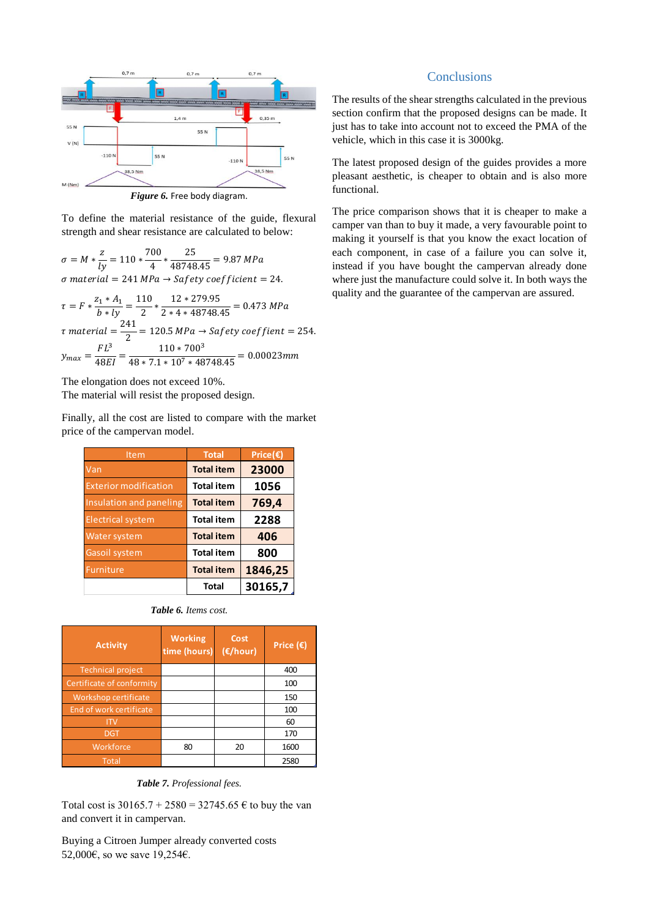0,7 m
0,7 m
0,7 m
R
R
R
R
F
F
1,4 m
0,35 m
55 N
55 N
V (N)
-110 N
55 N
-110 N
55 N
38,5 Nm
38,5 Nm
M (Nm)

***Figure 6.*** Free body diagram.

To define the material resistance of the guide, flexural strength and shear resistance are calculated to below:

$$\sigma = M * \frac{z}{ly} = 110 * \frac{700}{4} * \frac{25}{48748.45} = 9.87\ MPa$$

$$\sigma\ material = 241\ MPa \rightarrow Safety\ coefficient = 24.$$

$$\tau = F * \frac{z_1 * A_1}{b * ly} = \frac{110}{2} * \frac{12 * 279.95}{2 * 4 * 48748.45} = 0.473\ MPa$$

$$\tau\ material = \frac{241}{2} = 120.5\ MPa \rightarrow Safety\ coeffient = 254.$$

$$y_{max} = \frac{FL^3}{48EI} = \frac{110 * 700^3}{48 * 7.1 * 10^7 * 48748.45} = 0.00023mm$$

The elongation does not exceed 10%.
The material will resist the proposed design.

Finally, all the cost are listed to compare with the market price of the campervan model.

| Item | Total | Price(€) |
|---|---|---|
| Van | Total item | 23000 |
| Exterior modification | Total item | 1056 |
| Insulation and paneling | Total item | 769,4 |
| Electrical system | Total item | 2288 |
| Water system | Total item | 406 |
| Gasoil system | Total item | 800 |
| Furniture | Total item | 1846,25 |
| | Total | 30165,7 |

***Table 6.*** *Items cost.*

| Activity | Working time (hours) | Cost (€/hour) | Price (€) |
|---|---|---|---|
| Technical project | | | 400 |
| Certificate of conformity | | | 100 |
| Workshop certificate | | | 150 |
| End of work certificate | | | 100 |
| ITV | | | 60 |
| DGT | | | 170 |
| Workforce | 80 | 20 | 1600 |
| Total | | | 2580 |

***Table 7.*** *Professional fees.*

Total cost is 30165.7 + 2580 = 32745.65 € to buy the van and convert it in campervan.

Buying a Citroen Jumper already converted costs 52,000€, so we save 19,254€.

## Conclusions

The results of the shear strengths calculated in the previous section confirm that the proposed designs can be made. It just has to take into account not to exceed the PMA of the vehicle, which in this case it is 3000kg.

The latest proposed design of the guides provides a more pleasant aesthetic, is cheaper to obtain and is also more functional.

The price comparison shows that it is cheaper to make a camper van than to buy it made, a very favourable point to making it yourself is that you know the exact location of each component, in case of a failure you can solve it, instead if you have bought the campervan already done where just the manufacture could solve it. In both ways the quality and the guarantee of the campervan are assured.